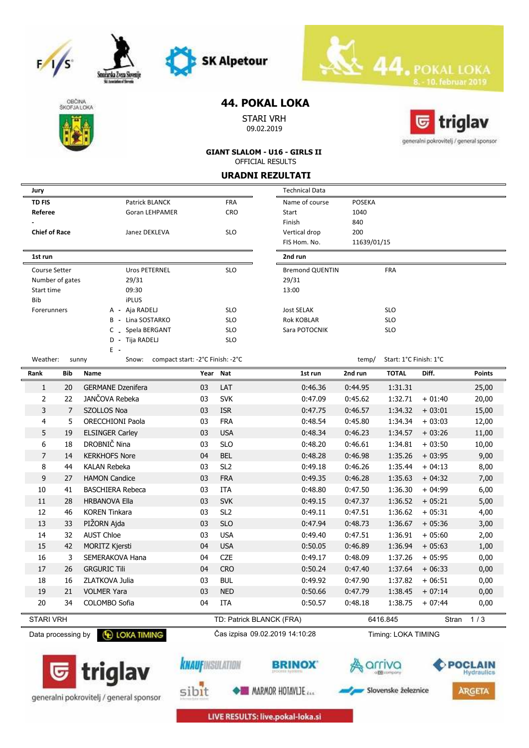# 44. POKAL LOKA

STARI VRH
09.02.2019

**GIANT SLALOM - U16 - GIRLS II**
OFFICIAL RESULTS

## URADNI REZULTATI

| Jury | | | Technical Data | |
|---|---|---|---|---|
| **TD FIS** | Patrick BLANCK | FRA | Name of course | POSEKA |
| **Referee** | Goran LEHPAMER | CRO | Start | 1040 |
| - | | | Finish | 840 |
| **Chief of Race** | Janez DEKLEVA | SLO | Vertical drop | 200 |
| | | | FIS Hom. No. | 11639/01/15 |

| 1st run | | | 2nd run | |
|---|---|---|---|---|
| Course Setter | Uros PETERNEL | SLO | Bremond QUENTIN | FRA |
| Number of gates | 29/31 | | 29/31 | |
| Start time | 09:30 | | 13:00 | |
| Bib | iPLUS | | | |
| Forerunners | A - Aja RADELJ | SLO | Jost SELAK | SLO |
| | B - Lina SOSTARKO | SLO | Rok KOBLAR | SLO |
| | C - Spela BERGANT | SLO | Sara POTOCNIK | SLO |
| | D - Tija RADELJ | SLO | | |
| | E - | | | |

Weather: sunny — Snow: compact start: -2°C Finish: -2°C — temp/ Start: 1°C Finish: 1°C

| Rank | Bib | Name | Year | Nat | 1st run | 2nd run | TOTAL | Diff. | Points |
|---|---|---|---|---|---|---|---|---|---|
| 1 | 20 | GERMANE Dzenifera | 03 | LAT | 0:46.36 | 0:44.95 | 1:31.31 | | 25,00 |
| 2 | 22 | JANČOVA Rebeka | 03 | SVK | 0:47.09 | 0:45.62 | 1:32.71 | + 01:40 | 20,00 |
| 3 | 7 | SZOLLOS Noa | 03 | ISR | 0:47.75 | 0:46.57 | 1:34.32 | + 03:01 | 15,00 |
| 4 | 5 | ORECCHIONI Paola | 03 | FRA | 0:48.54 | 0:45.80 | 1:34.34 | + 03:03 | 12,00 |
| 5 | 19 | ELSINGER Carley | 03 | USA | 0:48.34 | 0:46.23 | 1:34.57 | + 03:26 | 11,00 |
| 6 | 18 | DROBNIČ Nina | 03 | SLO | 0:48.20 | 0:46.61 | 1:34.81 | + 03:50 | 10,00 |
| 7 | 14 | KERKHOFS Nore | 04 | BEL | 0:48.28 | 0:46.98 | 1:35.26 | + 03:95 | 9,00 |
| 8 | 44 | KALAN Rebeka | 03 | SL2 | 0:49.18 | 0:46.26 | 1:35.44 | + 04:13 | 8,00 |
| 9 | 27 | HAMON Candice | 03 | FRA | 0:49.35 | 0:46.28 | 1:35.63 | + 04:32 | 7,00 |
| 10 | 41 | BASCHIERA Rebeca | 03 | ITA | 0:48.80 | 0:47.50 | 1:36.30 | + 04:99 | 6,00 |
| 11 | 28 | HRBANOVA Ella | 03 | SVK | 0:49.15 | 0:47.37 | 1:36.52 | + 05:21 | 5,00 |
| 12 | 46 | KOREN Tinkara | 03 | SL2 | 0:49.11 | 0:47.51 | 1:36.62 | + 05:31 | 4,00 |
| 13 | 33 | PIŽORN Ajda | 03 | SLO | 0:47.94 | 0:48.73 | 1:36.67 | + 05:36 | 3,00 |
| 14 | 32 | AUST Chloe | 03 | USA | 0:49.40 | 0:47.51 | 1:36.91 | + 05:60 | 2,00 |
| 15 | 42 | MORITZ Kjersti | 04 | USA | 0:50.05 | 0:46.89 | 1:36.94 | + 05:63 | 1,00 |
| 16 | 3 | SEMERAKOVA Hana | 04 | CZE | 0:49.17 | 0:48.09 | 1:37.26 | + 05:95 | 0,00 |
| 17 | 26 | GRGURIC Tili | 04 | CRO | 0:50.24 | 0:47.40 | 1:37.64 | + 06:33 | 0,00 |
| 18 | 16 | ZLATKOVA Julia | 03 | BUL | 0:49.92 | 0:47.90 | 1:37.82 | + 06:51 | 0,00 |
| 19 | 21 | VOLMER Yara | 03 | NED | 0:50.66 | 0:47.79 | 1:38.45 | + 07:14 | 0,00 |
| 20 | 34 | COLOMBO Sofia | 04 | ITA | 0:50.57 | 0:48.18 | 1:38.75 | + 07:44 | 0,00 |

STARI VRH — TD: Patrick BLANCK (FRA) — 6416.845

Data processing by LOKA TIMING — Čas izpisa 09.02.2019 14:10:28 — Timing: LOKA TIMING

LIVE RESULTS: live.pokal-loka.si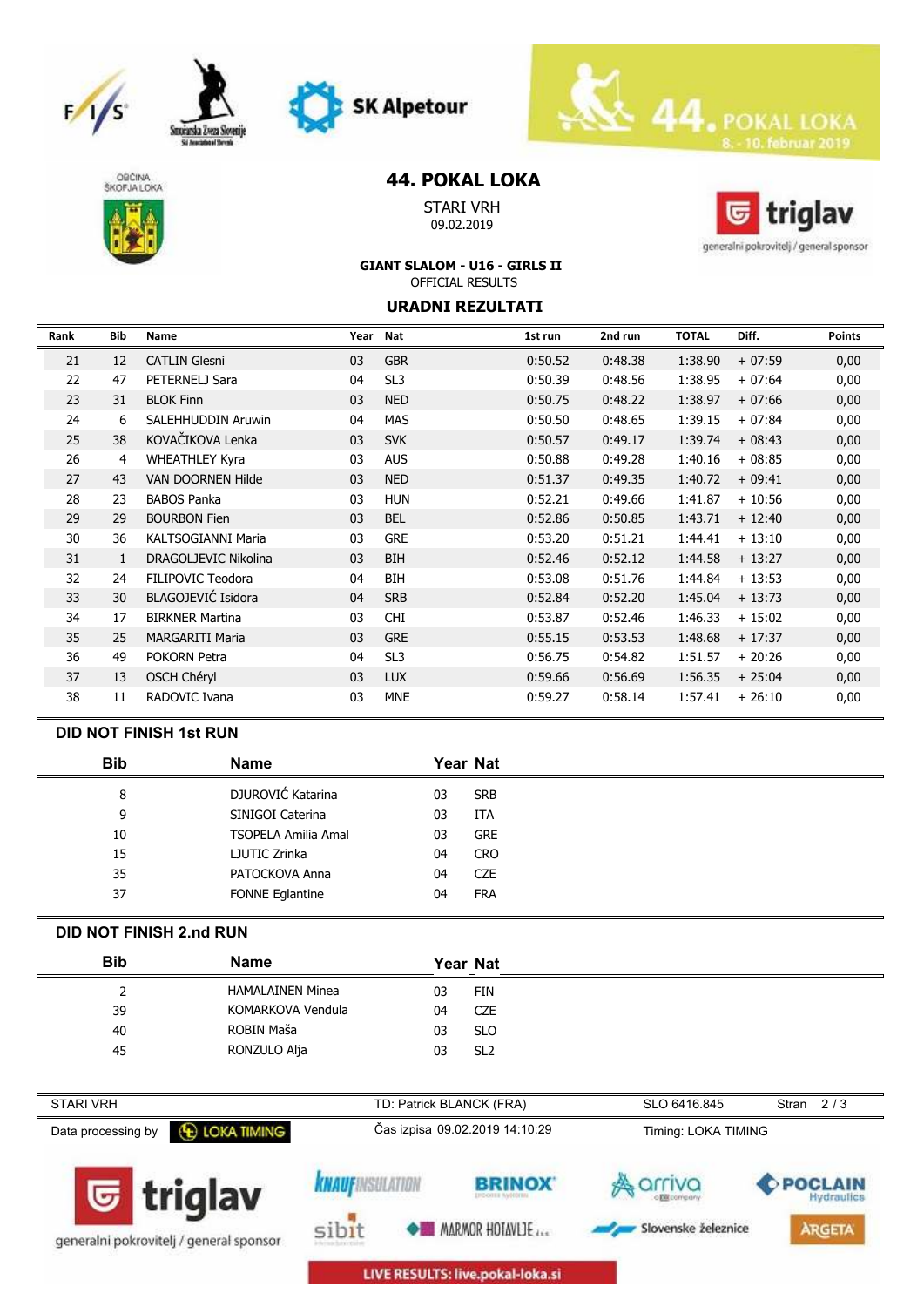# 44. POKAL LOKA

STARI VRH
09.02.2019

**GIANT SLALOM - U16 - GIRLS II**
OFFICIAL RESULTS

**URADNI REZULTATI**

| Rank | Bib | Name | Year | Nat | 1st run | 2nd run | TOTAL | Diff. | Points |
|---|---|---|---|---|---|---|---|---|---|
| 21 | 12 | CATLIN Glesni | 03 | GBR | 0:50.52 | 0:48.38 | 1:38.90 | + 07:59 | 0,00 |
| 22 | 47 | PETERNELJ Sara | 04 | SL3 | 0:50.39 | 0:48.56 | 1:38.95 | + 07:64 | 0,00 |
| 23 | 31 | BLOK Finn | 03 | NED | 0:50.75 | 0:48.22 | 1:38.97 | + 07:66 | 0,00 |
| 24 | 6 | SALEHHUDDIN Aruwin | 04 | MAS | 0:50.50 | 0:48.65 | 1:39.15 | + 07:84 | 0,00 |
| 25 | 38 | KOVAČIKOVA Lenka | 03 | SVK | 0:50.57 | 0:49.17 | 1:39.74 | + 08:43 | 0,00 |
| 26 | 4 | WHEATHLEY Kyra | 03 | AUS | 0:50.88 | 0:49.28 | 1:40.16 | + 08:85 | 0,00 |
| 27 | 43 | VAN DOORNEN Hilde | 03 | NED | 0:51.37 | 0:49.35 | 1:40.72 | + 09:41 | 0,00 |
| 28 | 23 | BABOS Panka | 03 | HUN | 0:52.21 | 0:49.66 | 1:41.87 | + 10:56 | 0,00 |
| 29 | 29 | BOURBON Fien | 03 | BEL | 0:52.86 | 0:50.85 | 1:43.71 | + 12:40 | 0,00 |
| 30 | 36 | KALTSOGIANNI Maria | 03 | GRE | 0:53.20 | 0:51.21 | 1:44.41 | + 13:10 | 0,00 |
| 31 | 1 | DRAGOLJEVIC Nikolina | 03 | BIH | 0:52.46 | 0:52.12 | 1:44.58 | + 13:27 | 0,00 |
| 32 | 24 | FILIPOVIC Teodora | 04 | BIH | 0:53.08 | 0:51.76 | 1:44.84 | + 13:53 | 0,00 |
| 33 | 30 | BLAGOJEVIĆ Isidora | 04 | SRB | 0:52.84 | 0:52.20 | 1:45.04 | + 13:73 | 0,00 |
| 34 | 17 | BIRKNER Martina | 03 | CHI | 0:53.87 | 0:52.46 | 1:46.33 | + 15:02 | 0,00 |
| 35 | 25 | MARGARITI Maria | 03 | GRE | 0:55.15 | 0:53.53 | 1:48.68 | + 17:37 | 0,00 |
| 36 | 49 | POKORN Petra | 04 | SL3 | 0:56.75 | 0:54.82 | 1:51.57 | + 20:26 | 0,00 |
| 37 | 13 | OSCH Chéryl | 03 | LUX | 0:59.66 | 0:56.69 | 1:56.35 | + 25:04 | 0,00 |
| 38 | 11 | RADOVIC Ivana | 03 | MNE | 0:59.27 | 0:58.14 | 1:57.41 | + 26:10 | 0,00 |

## DID NOT FINISH 1st RUN

| Bib | Name | Year | Nat |
|---|---|---|---|
| 8 | DJUROVIĆ Katarina | 03 | SRB |
| 9 | SINIGOI Caterina | 03 | ITA |
| 10 | TSOPELA Amilia Amal | 03 | GRE |
| 15 | LJUTIC Zrinka | 04 | CRO |
| 35 | PATOCKOVA Anna | 04 | CZE |
| 37 | FONNE Eglantine | 04 | FRA |

## DID NOT FINISH 2.nd RUN

| Bib | Name | Year | Nat |
|---|---|---|---|
| 2 | HAMALAINEN Minea | 03 | FIN |
| 39 | KOMARKOVA Vendula | 04 | CZE |
| 40 | ROBIN Maša | 03 | SLO |
| 45 | RONZULO Alja | 03 | SL2 |

STARI VRH | TD: Patrick BLANCK (FRA) | SLO 6416.845

Data processing by LOKA TIMING | Čas izpisa 09.02.2019 14:10:29 | Timing: LOKA TIMING

LIVE RESULTS: live.pokal-loka.si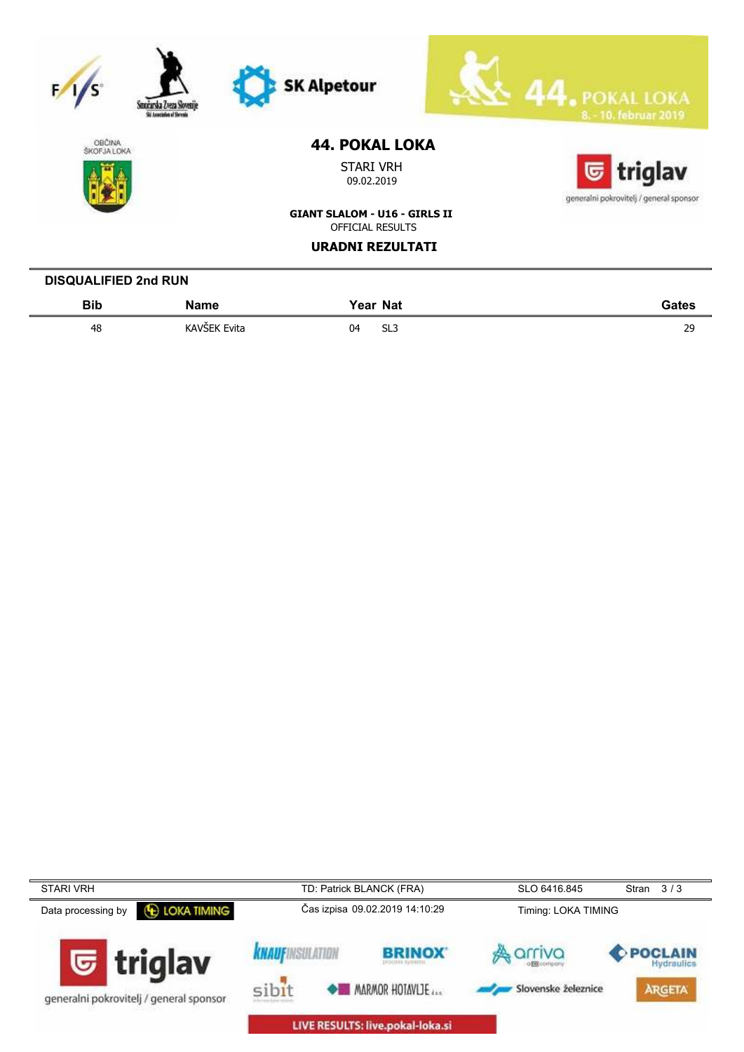# 44. POKAL LOKA

STARI VRH

09.02.2019

**GIANT SLALOM - U16 - GIRLS II**

OFFICIAL RESULTS

**URADNI REZULTATI**

## DISQUALIFIED 2nd RUN

| Bib | Name | Year | Nat | Gates |
|---|---|---|---|---|
| 48 | KAVŠEK Evita | 04 | SL3 | 29 |

STARI VRH | TD: Patrick BLANCK (FRA) | SLO 6416.845

Data processing by LOKA TIMING | Čas izpisa 09.02.2019 14:10:29 | Timing: LOKA TIMING

LIVE RESULTS: live.pokal-loka.si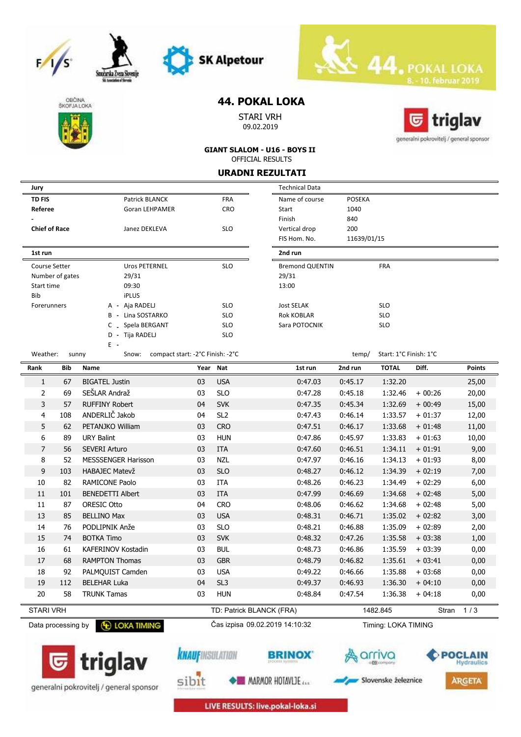# 44. POKAL LOKA

STARI VRH
09.02.2019

**GIANT SLALOM - U16 - BOYS II**
OFFICIAL RESULTS

## URADNI REZULTATI

| Jury | | |
|---|---|---|
| **TD FIS** | Patrick BLANCK | FRA |
| **Referee** | Goran LEHPAMER | CRO |
| **-** | | |
| **Chief of Race** | Janez DEKLEVA | SLO |

| Technical Data | |
|---|---|
| Name of course | POSEKA |
| Start | 1040 |
| Finish | 840 |
| Vertical drop | 200 |
| FIS Hom. No. | 11639/01/15 |

| | 1st run | | 2nd run | |
|---|---|---|---|---|
| Course Setter | Uros PETERNEL | SLO | Bremond QUENTIN | FRA |
| Number of gates | 29/31 | | 29/31 | |
| Start time | 09:30 | | 13:00 | |
| Bib | iPLUS | | | |
| Forerunners | A - Aja RADELJ | SLO | Jost SELAK | SLO |
| | B - Lina SOSTARKO | SLO | Rok KOBLAR | SLO |
| | C - Spela BERGANT | SLO | Sara POTOCNIK | SLO |
| | D - Tija RADELJ | SLO | | |
| | E - | | | |

Weather: sunny  Snow: compact start: -2°C Finish: -2°C  temp/ Start: 1°C Finish: 1°C

| Rank | Bib | Name | Year | Nat | 1st run | 2nd run | TOTAL | Diff. | Points |
|---|---|---|---|---|---|---|---|---|---|
| 1 | 67 | BIGATEL Justin | 03 | USA | 0:47.03 | 0:45.17 | 1:32.20 | | 25,00 |
| 2 | 69 | SEŠLAR Andraž | 03 | SLO | 0:47.28 | 0:45.18 | 1:32.46 | + 00:26 | 20,00 |
| 3 | 57 | RUFFINY Robert | 04 | SVK | 0:47.35 | 0:45.34 | 1:32.69 | + 00:49 | 15,00 |
| 4 | 108 | ANDERLIČ Jakob | 04 | SL2 | 0:47.43 | 0:46.14 | 1:33.57 | + 01:37 | 12,00 |
| 5 | 62 | PETANJKO William | 03 | CRO | 0:47.51 | 0:46.17 | 1:33.68 | + 01:48 | 11,00 |
| 6 | 89 | URY Balint | 03 | HUN | 0:47.86 | 0:45.97 | 1:33.83 | + 01:63 | 10,00 |
| 7 | 56 | SEVERI Arturo | 03 | ITA | 0:47.60 | 0:46.51 | 1:34.11 | + 01:91 | 9,00 |
| 8 | 52 | MESSSENGER Harisson | 03 | NZL | 0:47.97 | 0:46.16 | 1:34.13 | + 01:93 | 8,00 |
| 9 | 103 | HABAJEC Matevž | 03 | SLO | 0:48.27 | 0:46.12 | 1:34.39 | + 02:19 | 7,00 |
| 10 | 82 | RAMICONE Paolo | 03 | ITA | 0:48.26 | 0:46.23 | 1:34.49 | + 02:29 | 6,00 |
| 11 | 101 | BENEDETTI Albert | 03 | ITA | 0:47.99 | 0:46.69 | 1:34.68 | + 02:48 | 5,00 |
| 11 | 87 | ORESIC Otto | 04 | CRO | 0:48.06 | 0:46.62 | 1:34.68 | + 02:48 | 5,00 |
| 13 | 85 | BELLINO Max | 03 | USA | 0:48.31 | 0:46.71 | 1:35.02 | + 02:82 | 3,00 |
| 14 | 76 | PODLIPNIK Anže | 03 | SLO | 0:48.21 | 0:46.88 | 1:35.09 | + 02:89 | 2,00 |
| 15 | 74 | BOTKA Timo | 03 | SVK | 0:48.32 | 0:47.26 | 1:35.58 | + 03:38 | 1,00 |
| 16 | 61 | KAFERINOV Kostadin | 03 | BUL | 0:48.73 | 0:46.86 | 1:35.59 | + 03:39 | 0,00 |
| 17 | 68 | RAMPTON Thomas | 03 | GBR | 0:48.79 | 0:46.82 | 1:35.61 | + 03:41 | 0,00 |
| 18 | 92 | PALMQUIST Camden | 03 | USA | 0:49.22 | 0:46.66 | 1:35.88 | + 03:68 | 0,00 |
| 19 | 112 | BELEHAR Luka | 04 | SL3 | 0:49.37 | 0:46.93 | 1:36.30 | + 04:10 | 0,00 |
| 20 | 58 | TRUNK Tamas | 03 | HUN | 0:48.84 | 0:47.54 | 1:36.38 | + 04:18 | 0,00 |

STARI VRH  TD: Patrick BLANCK (FRA)  1482.845

Data processing by LOKA TIMING  Čas izpisa 09.02.2019 14:10:32  Timing: LOKA TIMING

LIVE RESULTS: live.pokal-loka.si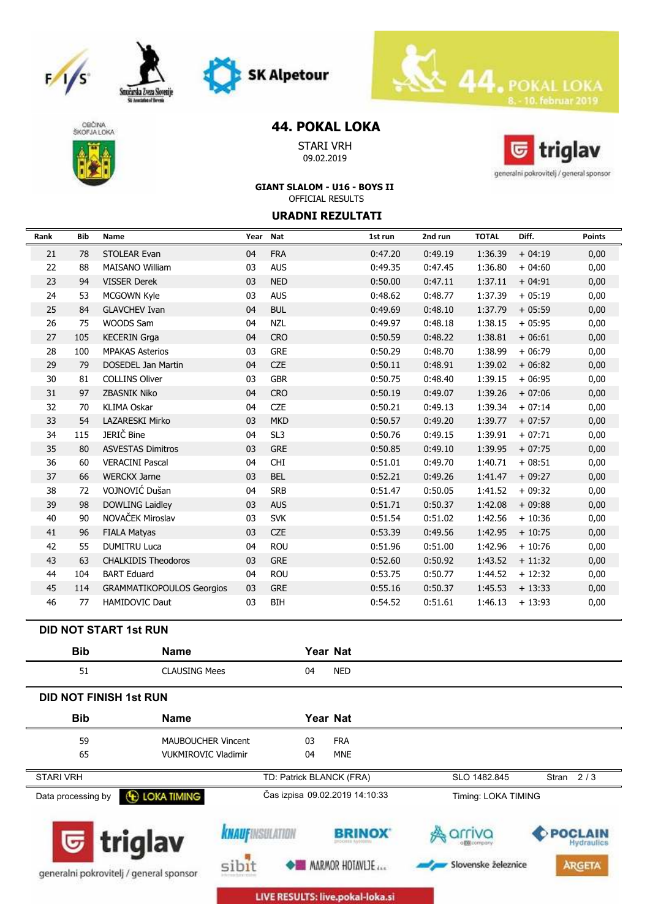# 44. POKAL LOKA

STARI VRH
09.02.2019

**GIANT SLALOM - U16 - BOYS II**
OFFICIAL RESULTS

## URADNI REZULTATI

| Rank | Bib | Name | Year | Nat | 1st run | 2nd run | TOTAL | Diff. | Points |
|---|---|---|---|---|---|---|---|---|---|
| 21 | 78 | STOLEAR Evan | 04 | FRA | 0:47.20 | 0:49.19 | 1:36.39 | + 04:19 | 0,00 |
| 22 | 88 | MAISANO William | 03 | AUS | 0:49.35 | 0:47.45 | 1:36.80 | + 04:60 | 0,00 |
| 23 | 94 | VISSER Derek | 03 | NED | 0:50.00 | 0:47.11 | 1:37.11 | + 04:91 | 0,00 |
| 24 | 53 | MCGOWN Kyle | 03 | AUS | 0:48.62 | 0:48.77 | 1:37.39 | + 05:19 | 0,00 |
| 25 | 84 | GLAVCHEV Ivan | 04 | BUL | 0:49.69 | 0:48.10 | 1:37.79 | + 05:59 | 0,00 |
| 26 | 75 | WOODS Sam | 04 | NZL | 0:49.97 | 0:48.18 | 1:38.15 | + 05:95 | 0,00 |
| 27 | 105 | KECERIN Grga | 04 | CRO | 0:50.59 | 0:48.22 | 1:38.81 | + 06:61 | 0,00 |
| 28 | 100 | MPAKAS Asterios | 03 | GRE | 0:50.29 | 0:48.70 | 1:38.99 | + 06:79 | 0,00 |
| 29 | 79 | DOSEDEL Jan Martin | 04 | CZE | 0:50.11 | 0:48.91 | 1:39.02 | + 06:82 | 0,00 |
| 30 | 81 | COLLINS Oliver | 03 | GBR | 0:50.75 | 0:48.40 | 1:39.15 | + 06:95 | 0,00 |
| 31 | 97 | ZBASNIK Niko | 04 | CRO | 0:50.19 | 0:49.07 | 1:39.26 | + 07:06 | 0,00 |
| 32 | 70 | KLIMA Oskar | 04 | CZE | 0:50.21 | 0:49.13 | 1:39.34 | + 07:14 | 0,00 |
| 33 | 54 | LAZARESKI Mirko | 03 | MKD | 0:50.57 | 0:49.20 | 1:39.77 | + 07:57 | 0,00 |
| 34 | 115 | JERIČ Bine | 04 | SL3 | 0:50.76 | 0:49.15 | 1:39.91 | + 07:71 | 0,00 |
| 35 | 80 | ASVESTAS Dimitros | 03 | GRE | 0:50.85 | 0:49.10 | 1:39.95 | + 07:75 | 0,00 |
| 36 | 60 | VERACINI Pascal | 04 | CHI | 0:51.01 | 0:49.70 | 1:40.71 | + 08:51 | 0,00 |
| 37 | 66 | WERCKX Jarne | 03 | BEL | 0:52.21 | 0:49.26 | 1:41.47 | + 09:27 | 0,00 |
| 38 | 72 | VOJNOVIĆ Dušan | 04 | SRB | 0:51.47 | 0:50.05 | 1:41.52 | + 09:32 | 0,00 |
| 39 | 98 | DOWLING Laidley | 03 | AUS | 0:51.71 | 0:50.37 | 1:42.08 | + 09:88 | 0,00 |
| 40 | 90 | NOVAČEK Miroslav | 03 | SVK | 0:51.54 | 0:51.02 | 1:42.56 | + 10:36 | 0,00 |
| 41 | 96 | FIALA Matyas | 03 | CZE | 0:53.39 | 0:49.56 | 1:42.95 | + 10:75 | 0,00 |
| 42 | 55 | DUMITRU Luca | 04 | ROU | 0:51.96 | 0:51.00 | 1:42.96 | + 10:76 | 0,00 |
| 43 | 63 | CHALKIDIS Theodoros | 03 | GRE | 0:52.60 | 0:50.92 | 1:43.52 | + 11:32 | 0,00 |
| 44 | 104 | BART Eduard | 04 | ROU | 0:53.75 | 0:50.77 | 1:44.52 | + 12:32 | 0,00 |
| 45 | 114 | GRAMMATIKOPOULOS Georgios | 03 | GRE | 0:55.16 | 0:50.37 | 1:45.53 | + 13:33 | 0,00 |
| 46 | 77 | HAMIDOVIC Daut | 03 | BIH | 0:54.52 | 0:51.61 | 1:46.13 | + 13:93 | 0,00 |

### DID NOT START 1st RUN

| Bib | Name | Year | Nat |
|---|---|---|---|
| 51 | CLAUSING Mees | 04 | NED |

### DID NOT FINISH 1st RUN

| Bib | Name | Year | Nat |
|---|---|---|---|
| 59 | MAUBOUCHER Vincent | 03 | FRA |
| 65 | VUKMIROVIC Vladimir | 04 | MNE |

STARI VRH — TD: Patrick BLANCK (FRA) — SLO 1482.845

Data processing by LOKA TIMING — Čas izpisa 09.02.2019 14:10:33 — Timing: LOKA TIMING

LIVE RESULTS: live.pokal-loka.si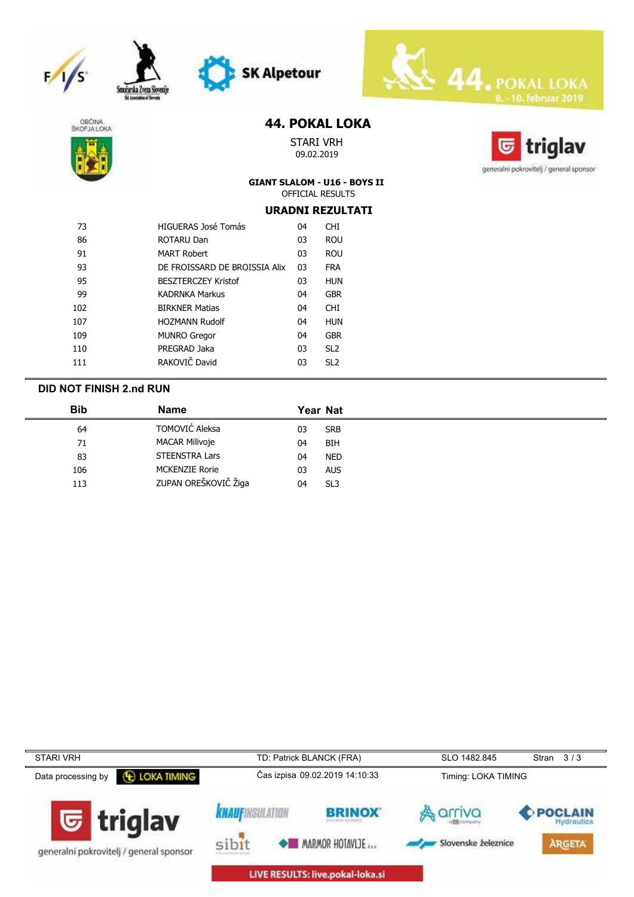# 44. POKAL LOKA

STARI VRH
09.02.2019

**GIANT SLALOM - U16 - BOYS II**
OFFICIAL RESULTS

**URADNI REZULTATI**

| | | | |
|---|---|---|---|
| 73 | HIGUERAS José Tomás | 04 | CHI |
| 86 | ROTARU Dan | 03 | ROU |
| 91 | MART Robert | 03 | ROU |
| 93 | DE FROISSARD DE BROISSIA Alix | 03 | FRA |
| 95 | BESZTERCZEY Kristof | 03 | HUN |
| 99 | KADRNKA Markus | 04 | GBR |
| 102 | BIRKNER Matias | 04 | CHI |
| 107 | HOZMANN Rudolf | 04 | HUN |
| 109 | MUNRO Gregor | 04 | GBR |
| 110 | PREGRAD Jaka | 03 | SL2 |
| 111 | RAKOVIČ David | 03 | SL2 |

## DID NOT FINISH 2.nd RUN

| Bib | Name | Year | Nat |
|---|---|---|---|
| 64 | TOMOVIĆ Aleksa | 03 | SRB |
| 71 | MACAR Milivoje | 04 | BIH |
| 83 | STEENSTRA Lars | 04 | NED |
| 106 | MCKENZIE Rorie | 03 | AUS |
| 113 | ZUPAN OREŠKOVIČ Žiga | 04 | SL3 |

STARI VRH | TD: Patrick BLANCK (FRA) | SLO 1482.845

Data processing by LOKA TIMING | Čas izpisa 09.02.2019 14:10:33 | Timing: LOKA TIMING

LIVE RESULTS: live.pokal-loka.si